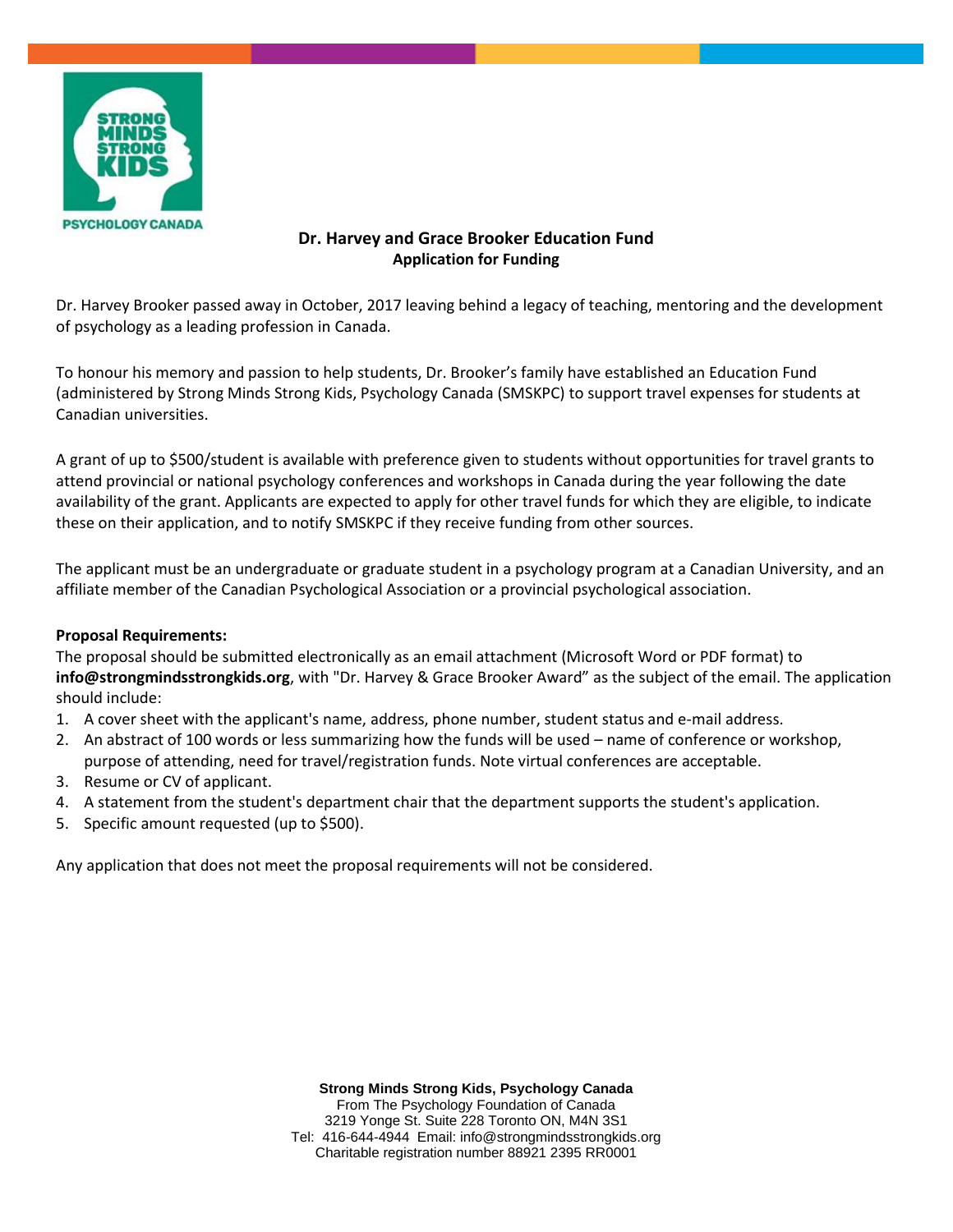# Dr. Harvey and Grace Brooker Education Fund

## Application for Funding

Dr. Harvey Brooker passed away in October, 2017 leaving behind a legacy of teaching, mentoring and the development of psychology as a leading profession in Canada.

To honour his memory and passion to help students, Dr. Brooker's family have established an Education Fund (administered by Strong Minds Strong Kids, Psychology Canada (SMSKPC) to support travel expenses for students at Canadian universities.

A grant of up to $500/student is available with preference given to students without opportunities for travel grants to attend provincial or national psychology conferences and workshops in Canada during the year following the date availability of the grant. Applicants are expected to apply for other travel funds for which they are eligible, to indicate these on their application, and to notify SMSKPC if they receive funding from other sources.

The applicant must be an undergraduate or graduate student in a psychology program at a Canadian University, and an affiliate member of the Canadian Psychological Association or a provincial psychological association.

**Proposal Requirements:**

The proposal should be submitted electronically as an email attachment (Microsoft Word or PDF format) to **info@strongmindsstrongkids.org**, with "Dr. Harvey & Grace Brooker Award" as the subject of the email. The application should include:

1. A cover sheet with the applicant's name, address, phone number, student status and e-mail address.
2. An abstract of 100 words or less summarizing how the funds will be used – name of conference or workshop, purpose of attending, need for travel/registration funds. Note virtual conferences are acceptable.
3. Resume or CV of applicant.
4. A statement from the student's department chair that the department supports the student's application.
5. Specific amount requested (up to $500).

Any application that does not meet the proposal requirements will not be considered.

**Strong Minds Strong Kids, Psychology Canada**
From The Psychology Foundation of Canada
3219 Yonge St. Suite 228 Toronto ON, M4N 3S1
Tel: 416-644-4944 Email: info@strongmindsstrongkids.org
Charitable registration number 88921 2395 RR0001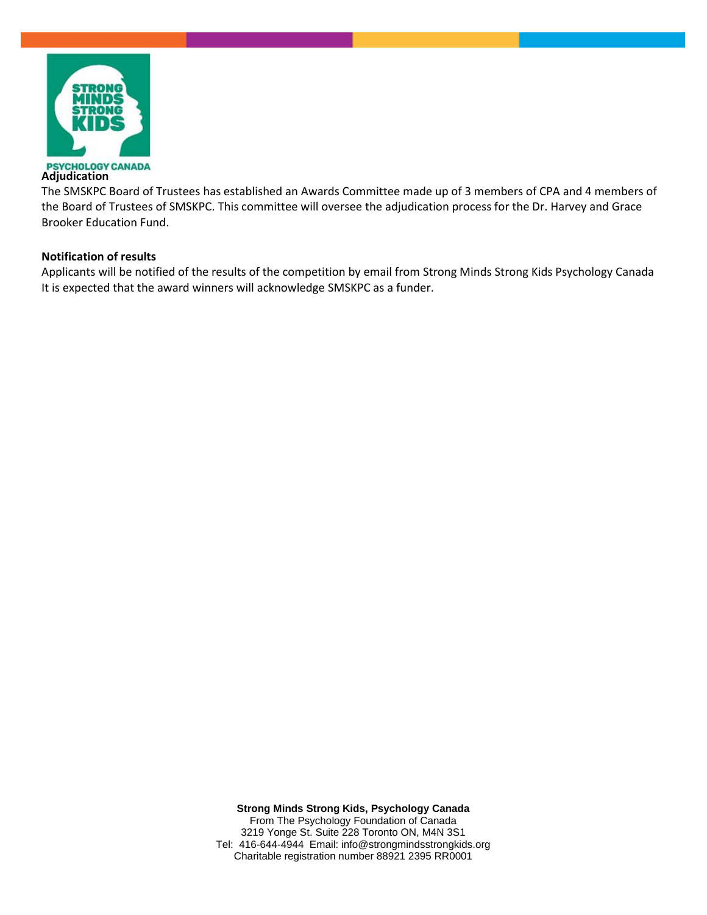**Adjudication**

The SMSKPC Board of Trustees has established an Awards Committee made up of 3 members of CPA and 4 members of the Board of Trustees of SMSKPC. This committee will oversee the adjudication process for the Dr. Harvey and Grace Brooker Education Fund.

**Notification of results**

Applicants will be notified of the results of the competition by email from Strong Minds Strong Kids Psychology Canada It is expected that the award winners will acknowledge SMSKPC as a funder.

**Strong Minds Strong Kids, Psychology Canada**
From The Psychology Foundation of Canada
3219 Yonge St. Suite 228 Toronto ON, M4N 3S1
Tel: 416-644-4944 Email: info@strongmindsstrongkids.org
Charitable registration number 88921 2395 RR0001